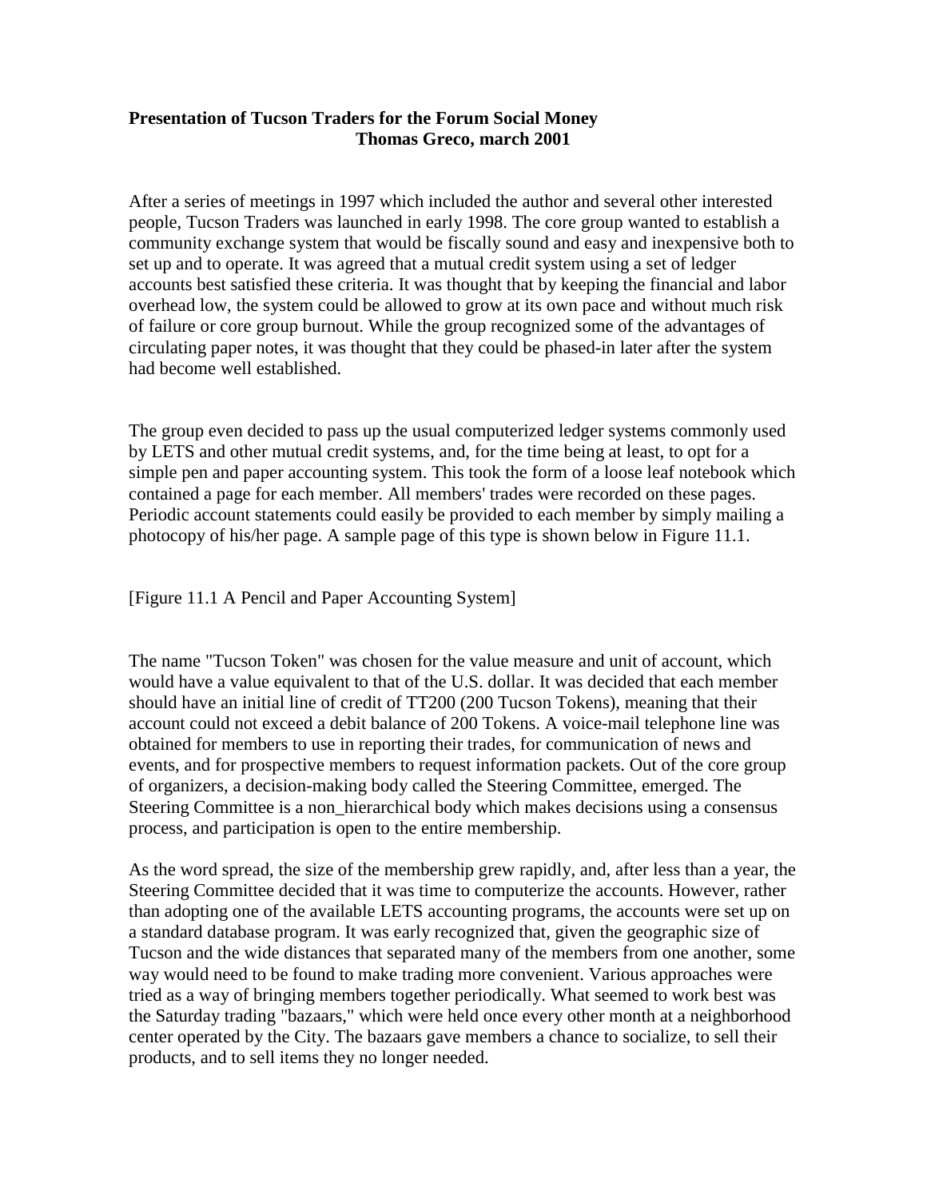**Presentation of Tucson Traders for the Forum Social Money**
**Thomas Greco, march 2001**

After a series of meetings in 1997 which included the author and several other interested people, Tucson Traders was launched in early 1998. The core group wanted to establish a community exchange system that would be fiscally sound and easy and inexpensive both to set up and to operate. It was agreed that a mutual credit system using a set of ledger accounts best satisfied these criteria. It was thought that by keeping the financial and labor overhead low, the system could be allowed to grow at its own pace and without much risk of failure or core group burnout. While the group recognized some of the advantages of circulating paper notes, it was thought that they could be phased-in later after the system had become well established.

The group even decided to pass up the usual computerized ledger systems commonly used by LETS and other mutual credit systems, and, for the time being at least, to opt for a simple pen and paper accounting system. This took the form of a loose leaf notebook which contained a page for each member. All members' trades were recorded on these pages. Periodic account statements could easily be provided to each member by simply mailing a photocopy of his/her page. A sample page of this type is shown below in Figure 11.1.

[Figure 11.1 A Pencil and Paper Accounting System]

The name "Tucson Token" was chosen for the value measure and unit of account, which would have a value equivalent to that of the U.S. dollar. It was decided that each member should have an initial line of credit of TT200 (200 Tucson Tokens), meaning that their account could not exceed a debit balance of 200 Tokens. A voice-mail telephone line was obtained for members to use in reporting their trades, for communication of news and events, and for prospective members to request information packets. Out of the core group of organizers, a decision-making body called the Steering Committee, emerged. The Steering Committee is a non_hierarchical body which makes decisions using a consensus process, and participation is open to the entire membership.

As the word spread, the size of the membership grew rapidly, and, after less than a year, the Steering Committee decided that it was time to computerize the accounts. However, rather than adopting one of the available LETS accounting programs, the accounts were set up on a standard database program. It was early recognized that, given the geographic size of Tucson and the wide distances that separated many of the members from one another, some way would need to be found to make trading more convenient. Various approaches were tried as a way of bringing members together periodically. What seemed to work best was the Saturday trading "bazaars," which were held once every other month at a neighborhood center operated by the City. The bazaars gave members a chance to socialize, to sell their products, and to sell items they no longer needed.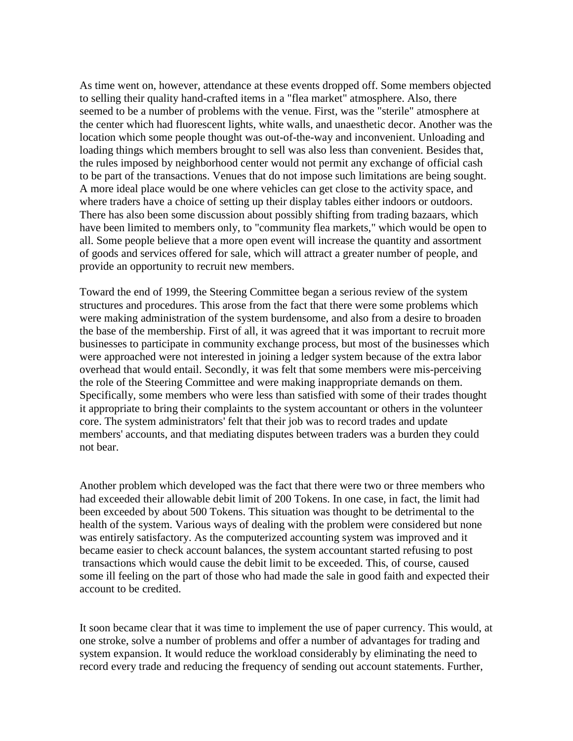As time went on, however, attendance at these events dropped off. Some members objected to selling their quality hand-crafted items in a "flea market" atmosphere. Also, there seemed to be a number of problems with the venue. First, was the "sterile" atmosphere at the center which had fluorescent lights, white walls, and unaesthetic decor. Another was the location which some people thought was out-of-the-way and inconvenient. Unloading and loading things which members brought to sell was also less than convenient. Besides that, the rules imposed by neighborhood center would not permit any exchange of official cash to be part of the transactions. Venues that do not impose such limitations are being sought. A more ideal place would be one where vehicles can get close to the activity space, and where traders have a choice of setting up their display tables either indoors or outdoors. There has also been some discussion about possibly shifting from trading bazaars, which have been limited to members only, to "community flea markets," which would be open to all. Some people believe that a more open event will increase the quantity and assortment of goods and services offered for sale, which will attract a greater number of people, and provide an opportunity to recruit new members.

Toward the end of 1999, the Steering Committee began a serious review of the system structures and procedures. This arose from the fact that there were some problems which were making administration of the system burdensome, and also from a desire to broaden the base of the membership. First of all, it was agreed that it was important to recruit more businesses to participate in community exchange process, but most of the businesses which were approached were not interested in joining a ledger system because of the extra labor overhead that would entail. Secondly, it was felt that some members were mis-perceiving the role of the Steering Committee and were making inappropriate demands on them. Specifically, some members who were less than satisfied with some of their trades thought it appropriate to bring their complaints to the system accountant or others in the volunteer core. The system administrators' felt that their job was to record trades and update members' accounts, and that mediating disputes between traders was a burden they could not bear.

Another problem which developed was the fact that there were two or three members who had exceeded their allowable debit limit of 200 Tokens. In one case, in fact, the limit had been exceeded by about 500 Tokens. This situation was thought to be detrimental to the health of the system. Various ways of dealing with the problem were considered but none was entirely satisfactory. As the computerized accounting system was improved and it became easier to check account balances, the system accountant started refusing to post transactions which would cause the debit limit to be exceeded. This, of course, caused some ill feeling on the part of those who had made the sale in good faith and expected their account to be credited.

It soon became clear that it was time to implement the use of paper currency. This would, at one stroke, solve a number of problems and offer a number of advantages for trading and system expansion. It would reduce the workload considerably by eliminating the need to record every trade and reducing the frequency of sending out account statements. Further,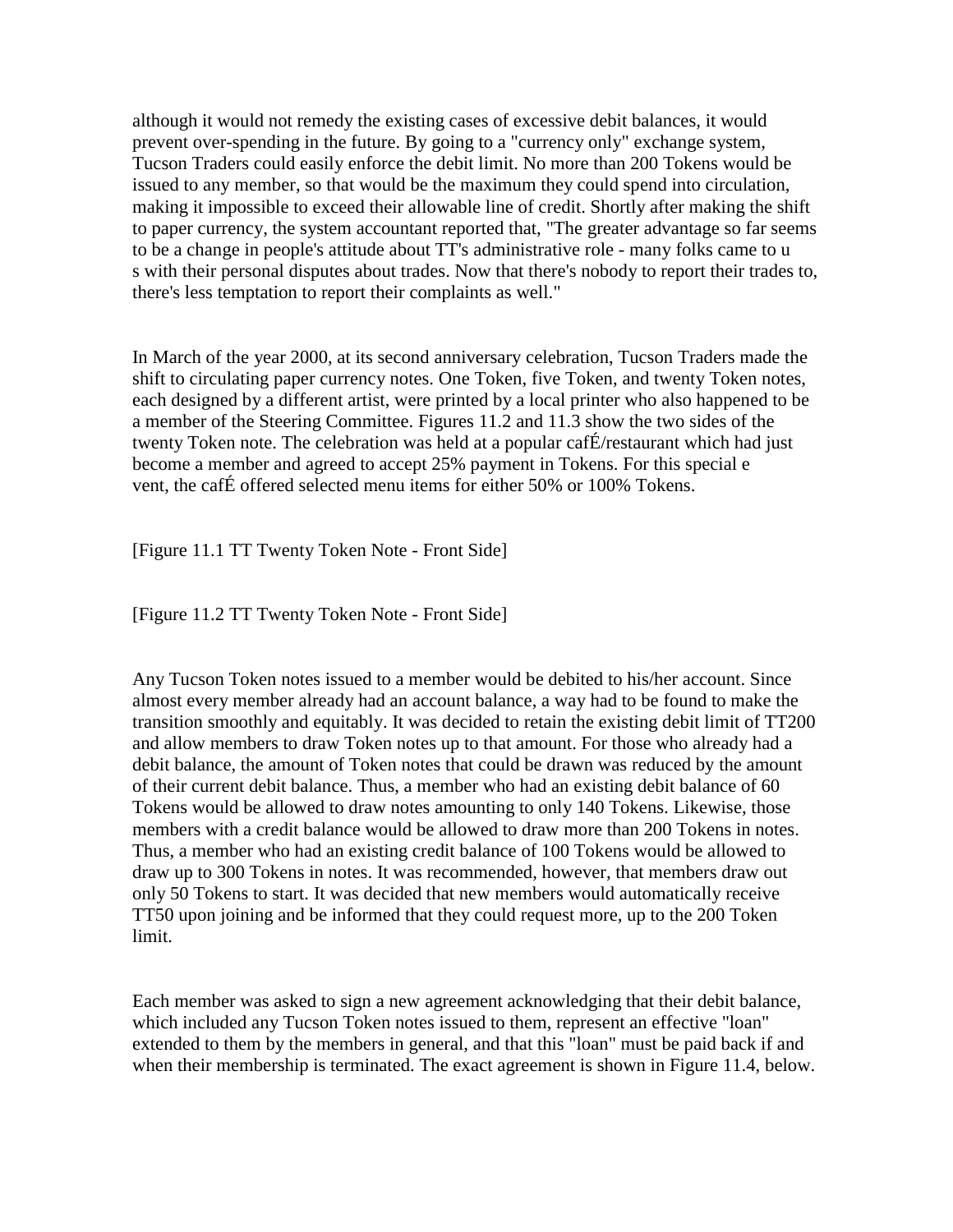although it would not remedy the existing cases of excessive debit balances, it would prevent over-spending in the future. By going to a "currency only" exchange system, Tucson Traders could easily enforce the debit limit. No more than 200 Tokens would be issued to any member, so that would be the maximum they could spend into circulation, making it impossible to exceed their allowable line of credit. Shortly after making the shift to paper currency, the system accountant reported that, "The greater advantage so far seems to be a change in people's attitude about TT's administrative role - many folks came to u s with their personal disputes about trades. Now that there's nobody to report their trades to, there's less temptation to report their complaints as well."

In March of the year 2000, at its second anniversary celebration, Tucson Traders made the shift to circulating paper currency notes. One Token, five Token, and twenty Token notes, each designed by a different artist, were printed by a local printer who also happened to be a member of the Steering Committee. Figures 11.2 and 11.3 show the two sides of the twenty Token note. The celebration was held at a popular cafÉ/restaurant which had just become a member and agreed to accept 25% payment in Tokens. For this special e vent, the cafÉ offered selected menu items for either 50% or 100% Tokens.

[Figure 11.1 TT Twenty Token Note - Front Side]

[Figure 11.2 TT Twenty Token Note - Front Side]

Any Tucson Token notes issued to a member would be debited to his/her account. Since almost every member already had an account balance, a way had to be found to make the transition smoothly and equitably. It was decided to retain the existing debit limit of TT200 and allow members to draw Token notes up to that amount. For those who already had a debit balance, the amount of Token notes that could be drawn was reduced by the amount of their current debit balance. Thus, a member who had an existing debit balance of 60 Tokens would be allowed to draw notes amounting to only 140 Tokens. Likewise, those members with a credit balance would be allowed to draw more than 200 Tokens in notes. Thus, a member who had an existing credit balance of 100 Tokens would be allowed to draw up to 300 Tokens in notes. It was recommended, however, that members draw out only 50 Tokens to start. It was decided that new members would automatically receive TT50 upon joining and be informed that they could request more, up to the 200 Token limit.

Each member was asked to sign a new agreement acknowledging that their debit balance, which included any Tucson Token notes issued to them, represent an effective "loan" extended to them by the members in general, and that this "loan" must be paid back if and when their membership is terminated. The exact agreement is shown in Figure 11.4, below.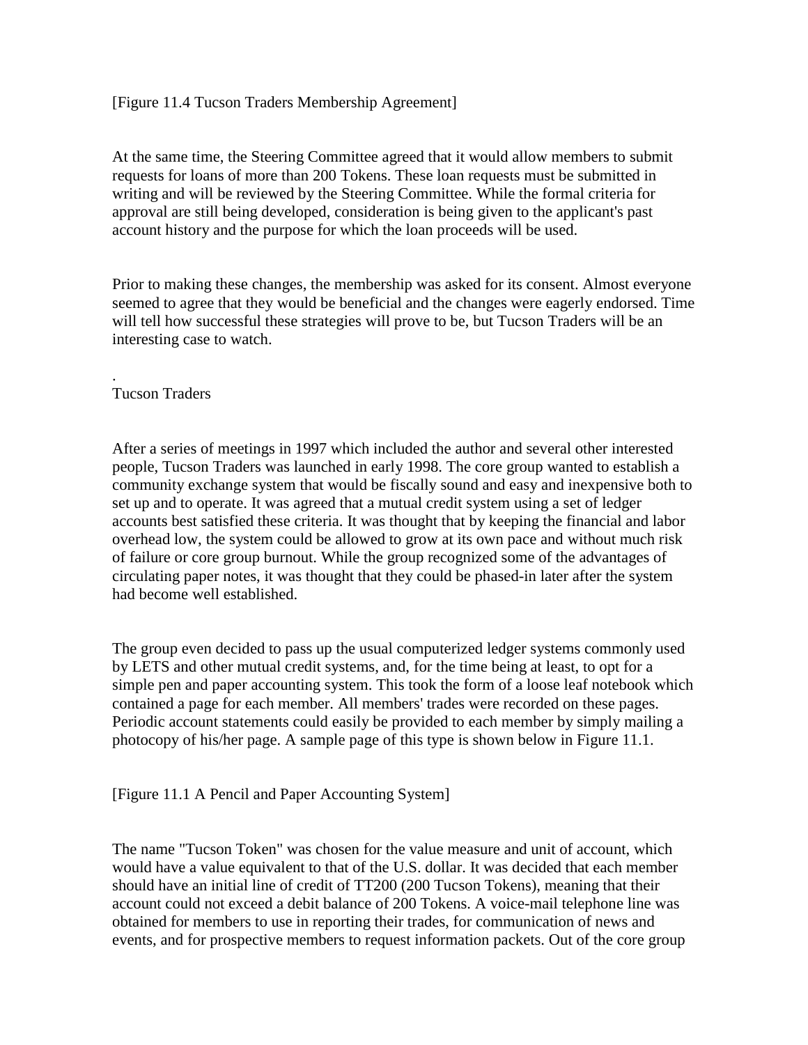[Figure 11.4 Tucson Traders Membership Agreement]

At the same time, the Steering Committee agreed that it would allow members to submit requests for loans of more than 200 Tokens. These loan requests must be submitted in writing and will be reviewed by the Steering Committee. While the formal criteria for approval are still being developed, consideration is being given to the applicant's past account history and the purpose for which the loan proceeds will be used.

Prior to making these changes, the membership was asked for its consent. Almost everyone seemed to agree that they would be beneficial and the changes were eagerly endorsed. Time will tell how successful these strategies will prove to be, but Tucson Traders will be an interesting case to watch.

.

## Tucson Traders

After a series of meetings in 1997 which included the author and several other interested people, Tucson Traders was launched in early 1998. The core group wanted to establish a community exchange system that would be fiscally sound and easy and inexpensive both to set up and to operate. It was agreed that a mutual credit system using a set of ledger accounts best satisfied these criteria. It was thought that by keeping the financial and labor overhead low, the system could be allowed to grow at its own pace and without much risk of failure or core group burnout. While the group recognized some of the advantages of circulating paper notes, it was thought that they could be phased-in later after the system had become well established.

The group even decided to pass up the usual computerized ledger systems commonly used by LETS and other mutual credit systems, and, for the time being at least, to opt for a simple pen and paper accounting system. This took the form of a loose leaf notebook which contained a page for each member. All members' trades were recorded on these pages. Periodic account statements could easily be provided to each member by simply mailing a photocopy of his/her page. A sample page of this type is shown below in Figure 11.1.

[Figure 11.1 A Pencil and Paper Accounting System]

The name "Tucson Token" was chosen for the value measure and unit of account, which would have a value equivalent to that of the U.S. dollar. It was decided that each member should have an initial line of credit of TT200 (200 Tucson Tokens), meaning that their account could not exceed a debit balance of 200 Tokens. A voice-mail telephone line was obtained for members to use in reporting their trades, for communication of news and events, and for prospective members to request information packets. Out of the core group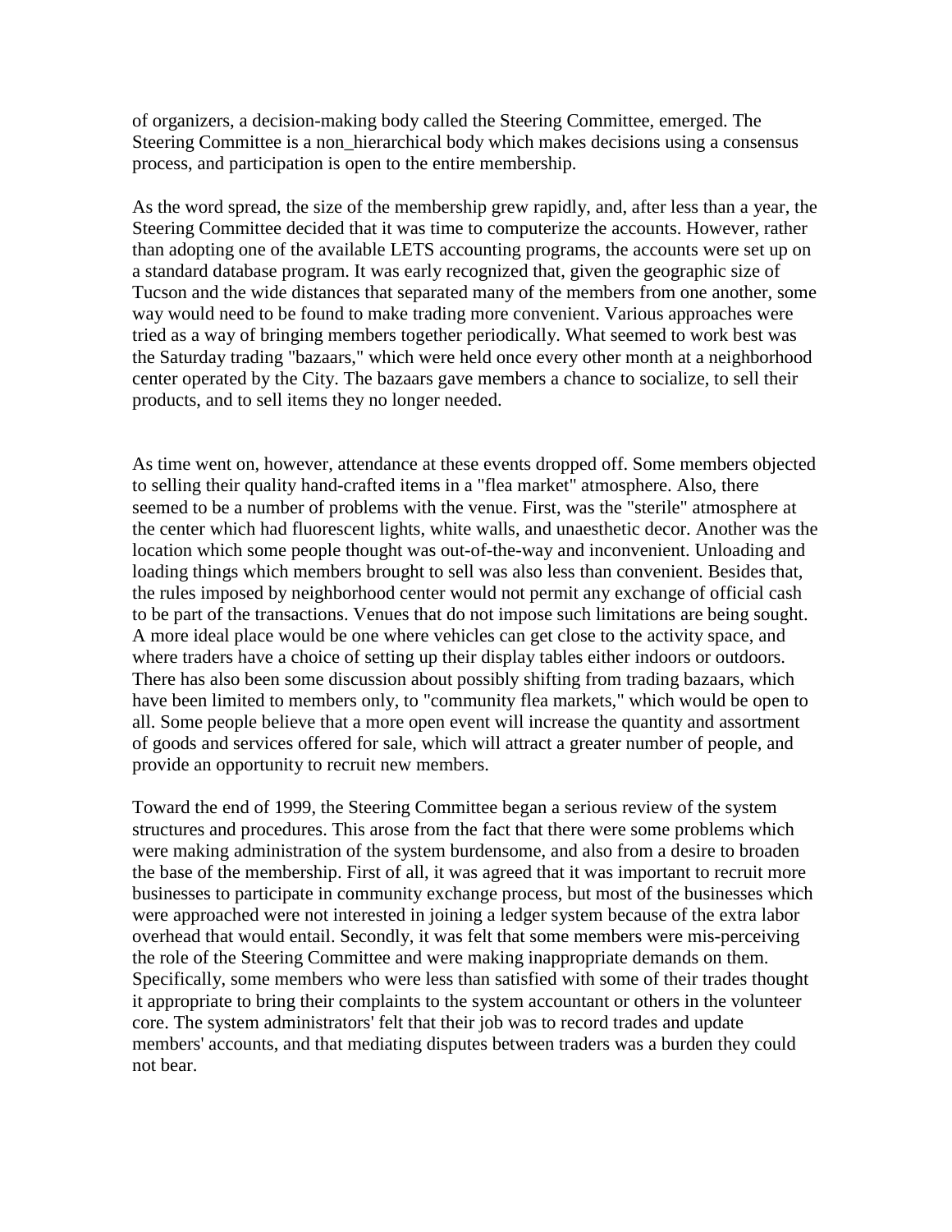of organizers, a decision-making body called the Steering Committee, emerged. The Steering Committee is a non_hierarchical body which makes decisions using a consensus process, and participation is open to the entire membership.

As the word spread, the size of the membership grew rapidly, and, after less than a year, the Steering Committee decided that it was time to computerize the accounts. However, rather than adopting one of the available LETS accounting programs, the accounts were set up on a standard database program. It was early recognized that, given the geographic size of Tucson and the wide distances that separated many of the members from one another, some way would need to be found to make trading more convenient. Various approaches were tried as a way of bringing members together periodically. What seemed to work best was the Saturday trading "bazaars," which were held once every other month at a neighborhood center operated by the City. The bazaars gave members a chance to socialize, to sell their products, and to sell items they no longer needed.

As time went on, however, attendance at these events dropped off. Some members objected to selling their quality hand-crafted items in a "flea market" atmosphere. Also, there seemed to be a number of problems with the venue. First, was the "sterile" atmosphere at the center which had fluorescent lights, white walls, and unaesthetic decor. Another was the location which some people thought was out-of-the-way and inconvenient. Unloading and loading things which members brought to sell was also less than convenient. Besides that, the rules imposed by neighborhood center would not permit any exchange of official cash to be part of the transactions. Venues that do not impose such limitations are being sought. A more ideal place would be one where vehicles can get close to the activity space, and where traders have a choice of setting up their display tables either indoors or outdoors. There has also been some discussion about possibly shifting from trading bazaars, which have been limited to members only, to "community flea markets," which would be open to all. Some people believe that a more open event will increase the quantity and assortment of goods and services offered for sale, which will attract a greater number of people, and provide an opportunity to recruit new members.

Toward the end of 1999, the Steering Committee began a serious review of the system structures and procedures. This arose from the fact that there were some problems which were making administration of the system burdensome, and also from a desire to broaden the base of the membership. First of all, it was agreed that it was important to recruit more businesses to participate in community exchange process, but most of the businesses which were approached were not interested in joining a ledger system because of the extra labor overhead that would entail. Secondly, it was felt that some members were mis-perceiving the role of the Steering Committee and were making inappropriate demands on them. Specifically, some members who were less than satisfied with some of their trades thought it appropriate to bring their complaints to the system accountant or others in the volunteer core. The system administrators' felt that their job was to record trades and update members' accounts, and that mediating disputes between traders was a burden they could not bear.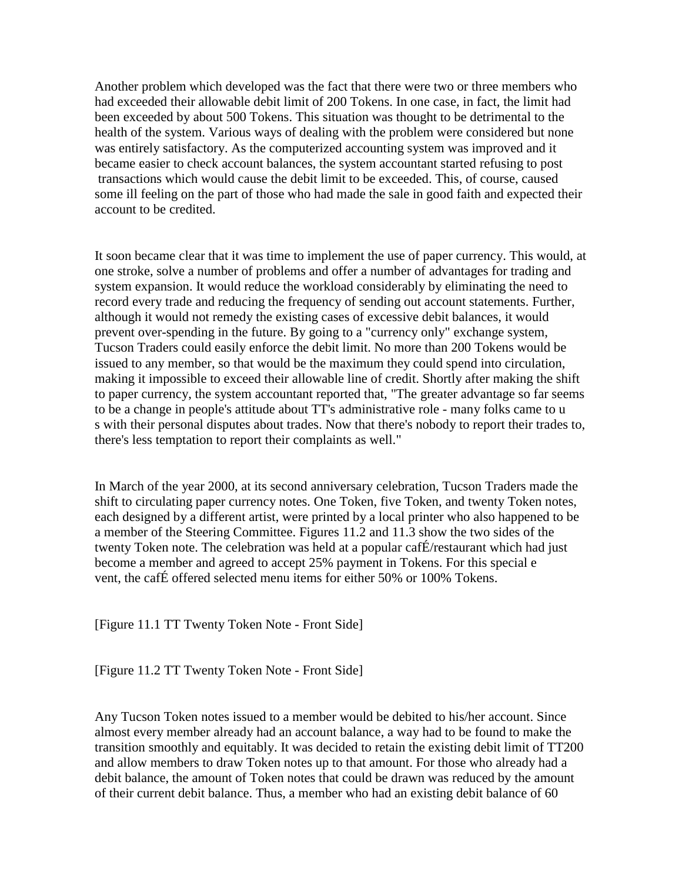Another problem which developed was the fact that there were two or three members who had exceeded their allowable debit limit of 200 Tokens. In one case, in fact, the limit had been exceeded by about 500 Tokens. This situation was thought to be detrimental to the health of the system. Various ways of dealing with the problem were considered but none was entirely satisfactory. As the computerized accounting system was improved and it became easier to check account balances, the system accountant started refusing to post transactions which would cause the debit limit to be exceeded. This, of course, caused some ill feeling on the part of those who had made the sale in good faith and expected their account to be credited.

It soon became clear that it was time to implement the use of paper currency. This would, at one stroke, solve a number of problems and offer a number of advantages for trading and system expansion. It would reduce the workload considerably by eliminating the need to record every trade and reducing the frequency of sending out account statements. Further, although it would not remedy the existing cases of excessive debit balances, it would prevent over-spending in the future. By going to a "currency only" exchange system, Tucson Traders could easily enforce the debit limit. No more than 200 Tokens would be issued to any member, so that would be the maximum they could spend into circulation, making it impossible to exceed their allowable line of credit. Shortly after making the shift to paper currency, the system accountant reported that, "The greater advantage so far seems to be a change in people's attitude about TT's administrative role - many folks came to u s with their personal disputes about trades. Now that there's nobody to report their trades to, there's less temptation to report their complaints as well."

In March of the year 2000, at its second anniversary celebration, Tucson Traders made the shift to circulating paper currency notes. One Token, five Token, and twenty Token notes, each designed by a different artist, were printed by a local printer who also happened to be a member of the Steering Committee. Figures 11.2 and 11.3 show the two sides of the twenty Token note. The celebration was held at a popular cafÉ/restaurant which had just become a member and agreed to accept 25% payment in Tokens. For this special e vent, the cafÉ offered selected menu items for either 50% or 100% Tokens.

[Figure 11.1 TT Twenty Token Note - Front Side]

[Figure 11.2 TT Twenty Token Note - Front Side]

Any Tucson Token notes issued to a member would be debited to his/her account. Since almost every member already had an account balance, a way had to be found to make the transition smoothly and equitably. It was decided to retain the existing debit limit of TT200 and allow members to draw Token notes up to that amount. For those who already had a debit balance, the amount of Token notes that could be drawn was reduced by the amount of their current debit balance. Thus, a member who had an existing debit balance of 60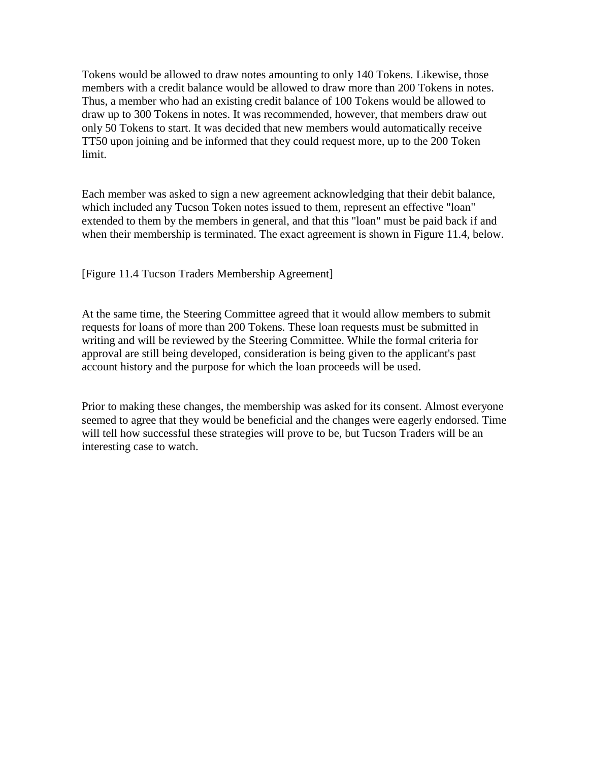Tokens would be allowed to draw notes amounting to only 140 Tokens. Likewise, those members with a credit balance would be allowed to draw more than 200 Tokens in notes. Thus, a member who had an existing credit balance of 100 Tokens would be allowed to draw up to 300 Tokens in notes. It was recommended, however, that members draw out only 50 Tokens to start. It was decided that new members would automatically receive TT50 upon joining and be informed that they could request more, up to the 200 Token limit.

Each member was asked to sign a new agreement acknowledging that their debit balance, which included any Tucson Token notes issued to them, represent an effective "loan" extended to them by the members in general, and that this "loan" must be paid back if and when their membership is terminated. The exact agreement is shown in Figure 11.4, below.

[Figure 11.4 Tucson Traders Membership Agreement]

At the same time, the Steering Committee agreed that it would allow members to submit requests for loans of more than 200 Tokens. These loan requests must be submitted in writing and will be reviewed by the Steering Committee. While the formal criteria for approval are still being developed, consideration is being given to the applicant's past account history and the purpose for which the loan proceeds will be used.

Prior to making these changes, the membership was asked for its consent. Almost everyone seemed to agree that they would be beneficial and the changes were eagerly endorsed. Time will tell how successful these strategies will prove to be, but Tucson Traders will be an interesting case to watch.